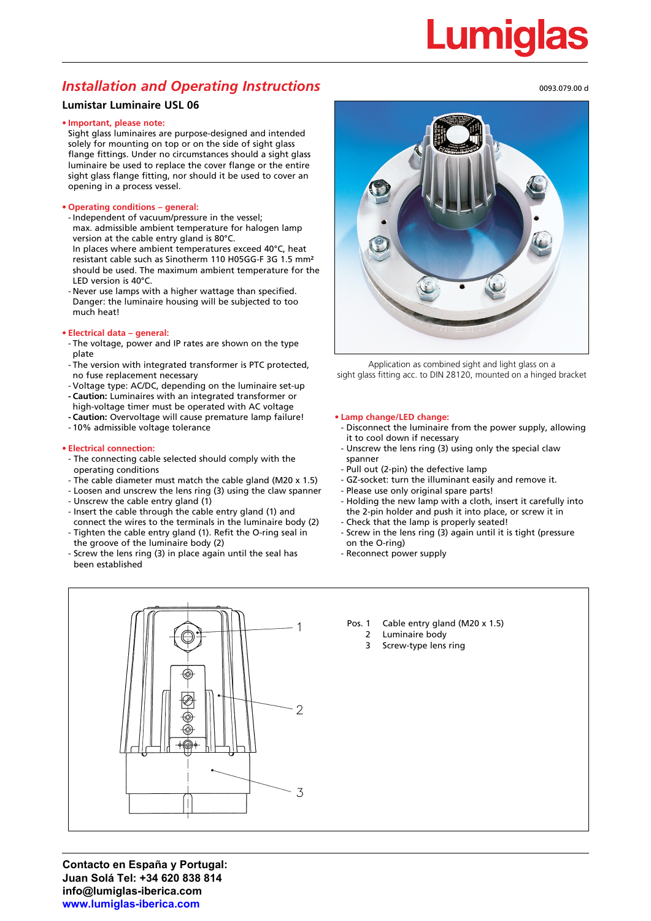Lumiglas

# Installation and Operating Instructions

0093.079.00 d

## Lumistar Luminaire USL 06

**• Important, please note:**

Sight glass luminaires are purpose-designed and intended solely for mounting on top or on the side of sight glass flange fittings. Under no circumstances should a sight glass luminaire be used to replace the cover flange or the entire sight glass flange fitting, nor should it be used to cover an opening in a process vessel.

**• Operating conditions – general:**

- Independent of vacuum/pressure in the vessel; max. admissible ambient temperature for halogen lamp version at the cable entry gland is 80°C. In places where ambient temperatures exceed 40°C, heat resistant cable such as Sinotherm 110 H05GG-F 3G 1.5 mm² should be used. The maximum ambient temperature for the LED version is 40°C.
- Never use lamps with a higher wattage than specified. Danger: the luminaire housing will be subjected to too much heat!

**• Electrical data – general:**

- The voltage, power and IP rates are shown on the type plate
- The version with integrated transformer is PTC protected, no fuse replacement necessary
- Voltage type: AC/DC, depending on the luminaire set-up
- **Caution:** Luminaires with an integrated transformer or high-voltage timer must be operated with AC voltage
- **Caution:** Overvoltage will cause premature lamp failure!
- 10% admissible voltage tolerance

**• Electrical connection:**

- The connecting cable selected should comply with the operating conditions
- The cable diameter must match the cable gland (M20 x 1.5)
- Loosen and unscrew the lens ring (3) using the claw spanner
- Unscrew the cable entry gland (1)
- Insert the cable through the cable entry gland (1) and connect the wires to the terminals in the luminaire body (2)
- Tighten the cable entry gland (1). Refit the O-ring seal in the groove of the luminaire body (2)
- Screw the lens ring (3) in place again until the seal has been established

Application as combined sight and light glass on a sight glass fitting acc. to DIN 28120, mounted on a hinged bracket

**• Lamp change/LED change:**

- Disconnect the luminaire from the power supply, allowing it to cool down if necessary
- Unscrew the lens ring (3) using only the special claw spanner
- Pull out (2-pin) the defective lamp
- GZ-socket: turn the illuminant easily and remove it.
- Please use only original spare parts!
- Holding the new lamp with a cloth, insert it carefully into the 2-pin holder and push it into place, or screw it in
- Check that the lamp is properly seated!
- Screw in the lens ring (3) again until it is tight (pressure on the O-ring)
- Reconnect power supply

| Pos. | |
|---|---|
| 1 | Cable entry gland (M20 x 1.5) |
| 2 | Luminaire body |
| 3 | Screw-type lens ring |

**Contacto en España y Portugal:**
**Juan Solá Tel: +34 620 838 814**
**info@lumiglas-iberica.com**
**www.lumiglas-iberica.com**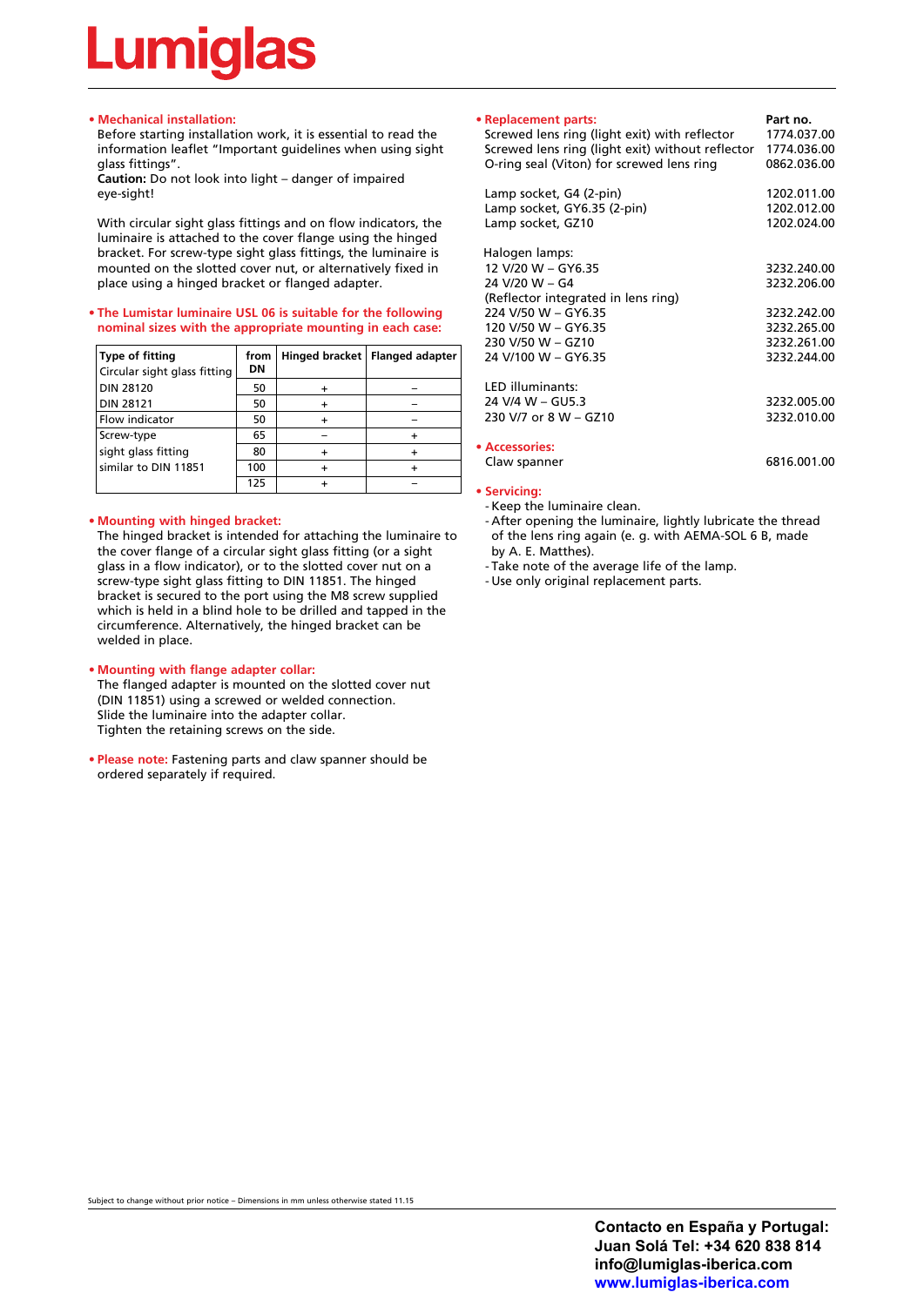# Lumiglas

**• Mechanical installation:**

Before starting installation work, it is essential to read the information leaflet "Important guidelines when using sight glass fittings".
**Caution:** Do not look into light – danger of impaired eye-sight!

With circular sight glass fittings and on flow indicators, the luminaire is attached to the cover flange using the hinged bracket. For screw-type sight glass fittings, the luminaire is mounted on the slotted cover nut, or alternatively fixed in place using a hinged bracket or flanged adapter.

**• The Lumistar luminaire USL 06 is suitable for the following nominal sizes with the appropriate mounting in each case:**

| Type of fitting | from DN | Hinged bracket | Flanged adapter |
|---|---|---|---|
| Circular sight glass fitting | | | |
| DIN 28120 | 50 | + | – |
| DIN 28121 | 50 | + | – |
| Flow indicator | 50 | + | – |
| Screw-type | 65 | – | + |
| sight glass fitting | 80 | + | + |
| similar to DIN 11851 | 100 | + | + |
| | 125 | + | – |

**• Mounting with hinged bracket:**

The hinged bracket is intended for attaching the luminaire to the cover flange of a circular sight glass fitting (or a sight glass in a flow indicator), or to the slotted cover nut on a screw-type sight glass fitting to DIN 11851. The hinged bracket is secured to the port using the M8 screw supplied which is held in a blind hole to be drilled and tapped in the circumference. Alternatively, the hinged bracket can be welded in place.

**• Mounting with flange adapter collar:**

The flanged adapter is mounted on the slotted cover nut (DIN 11851) using a screwed or welded connection.
Slide the luminaire into the adapter collar.
Tighten the retaining screws on the side.

**• Please note:** Fastening parts and claw spanner should be ordered separately if required.

**• Replacement parts:**

| | Part no. |
|---|---|
| Screwed lens ring (light exit) with reflector | 1774.037.00 |
| Screwed lens ring (light exit) without reflector | 1774.036.00 |
| O-ring seal (Viton) for screwed lens ring | 0862.036.00 |
| Lamp socket, G4 (2-pin) | 1202.011.00 |
| Lamp socket, GY6.35 (2-pin) | 1202.012.00 |
| Lamp socket, GZ10 | 1202.024.00 |
| Halogen lamps: | |
| 12 V/20 W – GY6.35 | 3232.240.00 |
| 24 V/20 W – G4 | 3232.206.00 |
| (Reflector integrated in lens ring) | |
| 224 V/50 W – GY6.35 | 3232.242.00 |
| 120 V/50 W – GY6.35 | 3232.265.00 |
| 230 V/50 W – GZ10 | 3232.261.00 |
| 24 V/100 W – GY6.35 | 3232.244.00 |
| LED illuminants: | |
| 24 V/4 W – GU5.3 | 3232.005.00 |
| 230 V/7 or 8 W – GZ10 | 3232.010.00 |

**• Accessories:**

| | |
|---|---|
| Claw spanner | 6816.001.00 |

**• Servicing:**

- Keep the luminaire clean.
- After opening the luminaire, lightly lubricate the thread of the lens ring again (e. g. with AEMA-SOL 6 B, made by A. E. Matthes).
- Take note of the average life of the lamp.
- Use only original replacement parts.

Subject to change without prior notice – Dimensions in mm unless otherwise stated 11.15

**Contacto en España y Portugal:**
**Juan Solá Tel: +34 620 838 814**
**info@lumiglas-iberica.com**
**www.lumiglas-iberica.com**